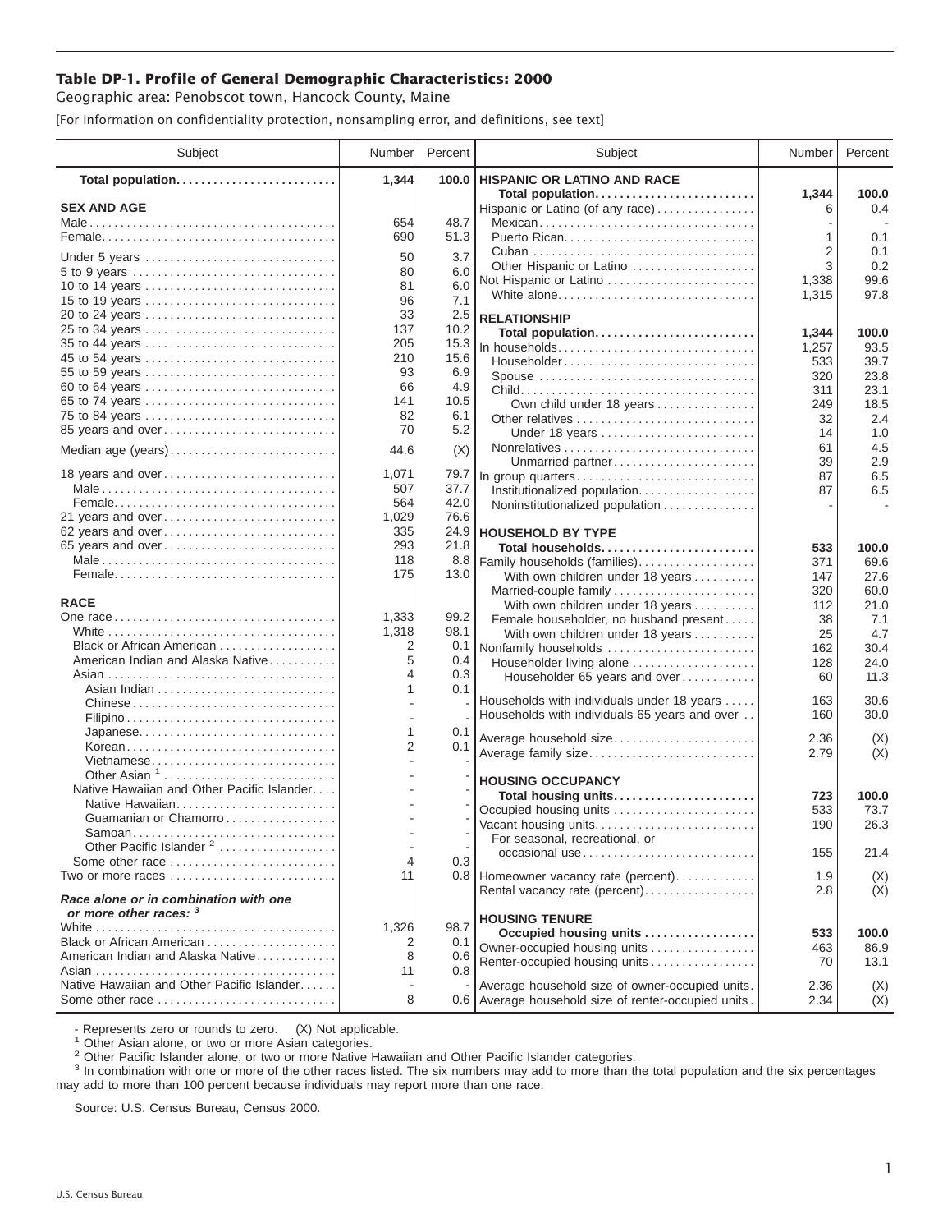# Table DP-1. Profile of General Demographic Characteristics: 2000

Geographic area: Penobscot town, Hancock County, Maine

[For information on confidentiality protection, nonsampling error, and definitions, see text]

| Subject | Number | Percent |
|---|---|---|
| **Total population** | **1,344** | **100.0** |
| **SEX AND AGE** | | |
| Male | 654 | 48.7 |
| Female | 690 | 51.3 |
| Under 5 years | 50 | 3.7 |
| 5 to 9 years | 80 | 6.0 |
| 10 to 14 years | 81 | 6.0 |
| 15 to 19 years | 96 | 7.1 |
| 20 to 24 years | 33 | 2.5 |
| 25 to 34 years | 137 | 10.2 |
| 35 to 44 years | 205 | 15.3 |
| 45 to 54 years | 210 | 15.6 |
| 55 to 59 years | 93 | 6.9 |
| 60 to 64 years | 66 | 4.9 |
| 65 to 74 years | 141 | 10.5 |
| 75 to 84 years | 82 | 6.1 |
| 85 years and over | 70 | 5.2 |
| Median age (years) | 44.6 | (X) |
| 18 years and over | 1,071 | 79.7 |
| Male | 507 | 37.7 |
| Female | 564 | 42.0 |
| 21 years and over | 1,029 | 76.6 |
| 62 years and over | 335 | 24.9 |
| 65 years and over | 293 | 21.8 |
| Male | 118 | 8.8 |
| Female | 175 | 13.0 |
| **RACE** | | |
| One race | 1,333 | 99.2 |
| White | 1,318 | 98.1 |
| Black or African American | 2 | 0.1 |
| American Indian and Alaska Native | 5 | 0.4 |
| Asian | 4 | 0.3 |
| Asian Indian | 1 | 0.1 |
| Chinese | - | - |
| Filipino | - | - |
| Japanese | 1 | 0.1 |
| Korean | 2 | 0.1 |
| Vietnamese | - | - |
| Other Asian [1] | - | - |
| Native Hawaiian and Other Pacific Islander | - | - |
| Native Hawaiian | - | - |
| Guamanian or Chamorro | - | - |
| Samoan | - | - |
| Other Pacific Islander [2] | - | - |
| Some other race | 4 | 0.3 |
| Two or more races | 11 | 0.8 |
| ***Race alone or in combination with one or more other races:*** [3] | | |
| White | 1,326 | 98.7 |
| Black or African American | 2 | 0.1 |
| American Indian and Alaska Native | 8 | 0.6 |
| Asian | 11 | 0.8 |
| Native Hawaiian and Other Pacific Islander | - | - |
| Some other race | 8 | 0.6 |
| **HISPANIC OR LATINO AND RACE** | | |
| **Total population** | **1,344** | **100.0** |
| Hispanic or Latino (of any race) | 6 | 0.4 |
| Mexican | - | - |
| Puerto Rican | 1 | 0.1 |
| Cuban | 2 | 0.1 |
| Other Hispanic or Latino | 3 | 0.2 |
| Not Hispanic or Latino | 1,338 | 99.6 |
| White alone | 1,315 | 97.8 |
| **RELATIONSHIP** | | |
| **Total population** | **1,344** | **100.0** |
| In households | 1,257 | 93.5 |
| Householder | 533 | 39.7 |
| Spouse | 320 | 23.8 |
| Child | 311 | 23.1 |
| Own child under 18 years | 249 | 18.5 |
| Other relatives | 32 | 2.4 |
| Under 18 years | 14 | 1.0 |
| Nonrelatives | 61 | 4.5 |
| Unmarried partner | 39 | 2.9 |
| In group quarters | 87 | 6.5 |
| Institutionalized population | 87 | 6.5 |
| Noninstitutionalized population | - | - |
| **HOUSEHOLD BY TYPE** | | |
| **Total households** | **533** | **100.0** |
| Family households (families) | 371 | 69.6 |
| With own children under 18 years | 147 | 27.6 |
| Married-couple family | 320 | 60.0 |
| With own children under 18 years | 112 | 21.0 |
| Female householder, no husband present | 38 | 7.1 |
| With own children under 18 years | 25 | 4.7 |
| Nonfamily households | 162 | 30.4 |
| Householder living alone | 128 | 24.0 |
| Householder 65 years and over | 60 | 11.3 |
| Households with individuals under 18 years | 163 | 30.6 |
| Households with individuals 65 years and over | 160 | 30.0 |
| Average household size | 2.36 | (X) |
| Average family size | 2.79 | (X) |
| **HOUSING OCCUPANCY** | | |
| **Total housing units** | **723** | **100.0** |
| Occupied housing units | 533 | 73.7 |
| Vacant housing units | 190 | 26.3 |
| For seasonal, recreational, or occasional use | 155 | 21.4 |
| Homeowner vacancy rate (percent) | 1.9 | (X) |
| Rental vacancy rate (percent) | 2.8 | (X) |
| **HOUSING TENURE** | | |
| **Occupied housing units** | **533** | **100.0** |
| Owner-occupied housing units | 463 | 86.9 |
| Renter-occupied housing units | 70 | 13.1 |
| Average household size of owner-occupied units | 2.36 | (X) |
| Average household size of renter-occupied units | 2.34 | (X) |

- Represents zero or rounds to zero. (X) Not applicable.

[1] Other Asian alone, or two or more Asian categories.

[2] Other Pacific Islander alone, or two or more Native Hawaiian and Other Pacific Islander categories.

[3] In combination with one or more of the other races listed. The six numbers may add to more than the total population and the six percentages may add to more than 100 percent because individuals may report more than one race.

Source: U.S. Census Bureau, Census 2000.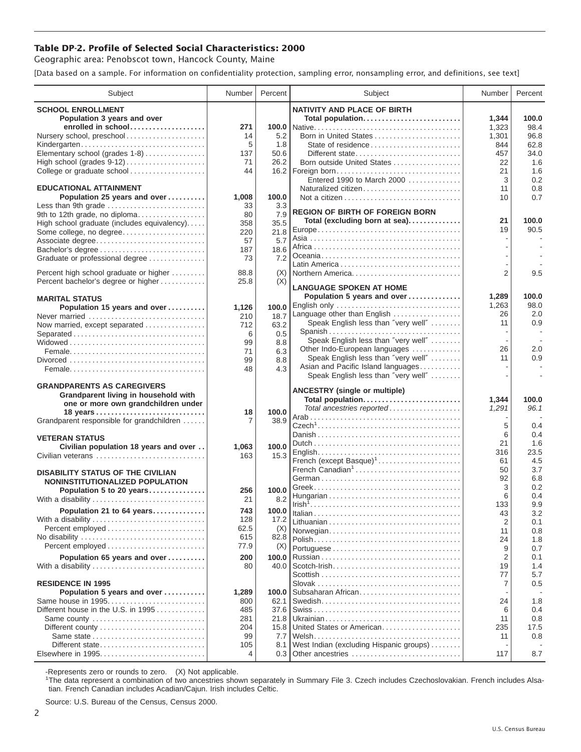## Table DP-2. Profile of Selected Social Characteristics: 2000

Geographic area: Penobscot town, Hancock County, Maine

[Data based on a sample. For information on confidentiality protection, sampling error, nonsampling error, and definitions, see text]

| Subject | Number | Percent |
|---|---|---|
| **SCHOOL ENROLLMENT** | | |
| **Population 3 years and over enrolled in school** | **271** | **100.0** |
| Nursery school, preschool | 14 | 5.2 |
| Kindergarten | 5 | 1.8 |
| Elementary school (grades 1-8) | 137 | 50.6 |
| High school (grades 9-12) | 71 | 26.2 |
| College or graduate school | 44 | 16.2 |
| **EDUCATIONAL ATTAINMENT** | | |
| **Population 25 years and over** | **1,008** | **100.0** |
| Less than 9th grade | 33 | 3.3 |
| 9th to 12th grade, no diploma | 80 | 7.9 |
| High school graduate (includes equivalency) | 358 | 35.5 |
| Some college, no degree | 220 | 21.8 |
| Associate degree | 57 | 5.7 |
| Bachelor's degree | 187 | 18.6 |
| Graduate or professional degree | 73 | 7.2 |
| Percent high school graduate or higher | 88.8 | (X) |
| Percent bachelor's degree or higher | 25.8 | (X) |
| **MARITAL STATUS** | | |
| **Population 15 years and over** | **1,126** | **100.0** |
| Never married | 210 | 18.7 |
| Now married, except separated | 712 | 63.2 |
| Separated | 6 | 0.5 |
| Widowed | 99 | 8.8 |
| Female | 71 | 6.3 |
| Divorced | 99 | 8.8 |
| Female | 48 | 4.3 |
| **GRANDPARENTS AS CAREGIVERS** | | |
| **Grandparent living in household with one or more own grandchildren under 18 years** | **18** | **100.0** |
| Grandparent responsible for grandchildren | 7 | 38.9 |
| **VETERAN STATUS** | | |
| **Civilian population 18 years and over** | **1,063** | **100.0** |
| Civilian veterans | 163 | 15.3 |
| **DISABILITY STATUS OF THE CIVILIAN NONINSTITUTIONALIZED POPULATION** | | |
| **Population 5 to 20 years** | **256** | **100.0** |
| With a disability | 21 | 8.2 |
| **Population 21 to 64 years** | **743** | **100.0** |
| With a disability | 128 | 17.2 |
| Percent employed | 62.5 | (X) |
| No disability | 615 | 82.8 |
| Percent employed | 77.9 | (X) |
| **Population 65 years and over** | **200** | **100.0** |
| With a disability | 80 | 40.0 |
| **RESIDENCE IN 1995** | | |
| **Population 5 years and over** | **1,289** | **100.0** |
| Same house in 1995 | 800 | 62.1 |
| Different house in the U.S. in 1995 | 485 | 37.6 |
| Same county | 281 | 21.8 |
| Different county | 204 | 15.8 |
| Same state | 99 | 7.7 |
| Different state | 105 | 8.1 |
| Elsewhere in 1995 | 4 | 0.3 |

| Subject | Number | Percent |
|---|---|---|
| **NATIVITY AND PLACE OF BIRTH** | | |
| **Total population** | **1,344** | **100.0** |
| Native | 1,323 | 98.4 |
| Born in United States | 1,301 | 96.8 |
| State of residence | 844 | 62.8 |
| Different state | 457 | 34.0 |
| Born outside United States | 22 | 1.6 |
| Foreign born | 21 | 1.6 |
| Entered 1990 to March 2000 | 3 | 0.2 |
| Naturalized citizen | 11 | 0.8 |
| Not a citizen | 10 | 0.7 |
| **REGION OF BIRTH OF FOREIGN BORN** | | |
| **Total (excluding born at sea)** | **21** | **100.0** |
| Europe | 19 | 90.5 |
| Asia | - | - |
| Africa | - | - |
| Oceania | - | - |
| Latin America | - | - |
| Northern America | 2 | 9.5 |
| **LANGUAGE SPOKEN AT HOME** | | |
| **Population 5 years and over** | **1,289** | **100.0** |
| English only | 1,263 | 98.0 |
| Language other than English | 26 | 2.0 |
| Speak English less than "very well" | 11 | 0.9 |
| Spanish | - | - |
| Speak English less than "very well" | - | - |
| Other Indo-European languages | 26 | 2.0 |
| Speak English less than "very well" | 11 | 0.9 |
| Asian and Pacific Island languages | - | - |
| Speak English less than "very well" | - | - |
| **ANCESTRY (single or multiple)** | | |
| **Total population** | **1,344** | **100.0** |
| *Total ancestries reported* | *1,291* | *96.1* |
| Arab | - | - |
| Czech[1] | 5 | 0.4 |
| Danish | 6 | 0.4 |
| Dutch | 21 | 1.6 |
| English | 316 | 23.5 |
| French (except Basque)[1] | 61 | 4.5 |
| French Canadian[1] | 50 | 3.7 |
| German | 92 | 6.8 |
| Greek | 3 | 0.2 |
| Hungarian | 6 | 0.4 |
| Irish[1] | 133 | 9.9 |
| Italian | 43 | 3.2 |
| Lithuanian | 2 | 0.1 |
| Norwegian | 11 | 0.8 |
| Polish | 24 | 1.8 |
| Portuguese | 9 | 0.7 |
| Russian | 2 | 0.1 |
| Scotch-Irish | 19 | 1.4 |
| Scottish | 77 | 5.7 |
| Slovak | 7 | 0.5 |
| Subsaharan African | - | - |
| Swedish | 24 | 1.8 |
| Swiss | 6 | 0.4 |
| Ukrainian | 11 | 0.8 |
| United States or American | 235 | 17.5 |
| Welsh | 11 | 0.8 |
| West Indian (excluding Hispanic groups) | - | - |
| Other ancestries | 117 | 8.7 |

-Represents zero or rounds to zero. (X) Not applicable.

[1]The data represent a combination of two ancestries shown separately in Summary File 3. Czech includes Czechoslovakian. French includes Alsatian. French Canadian includes Acadian/Cajun. Irish includes Celtic.

Source: U.S. Bureau of the Census, Census 2000.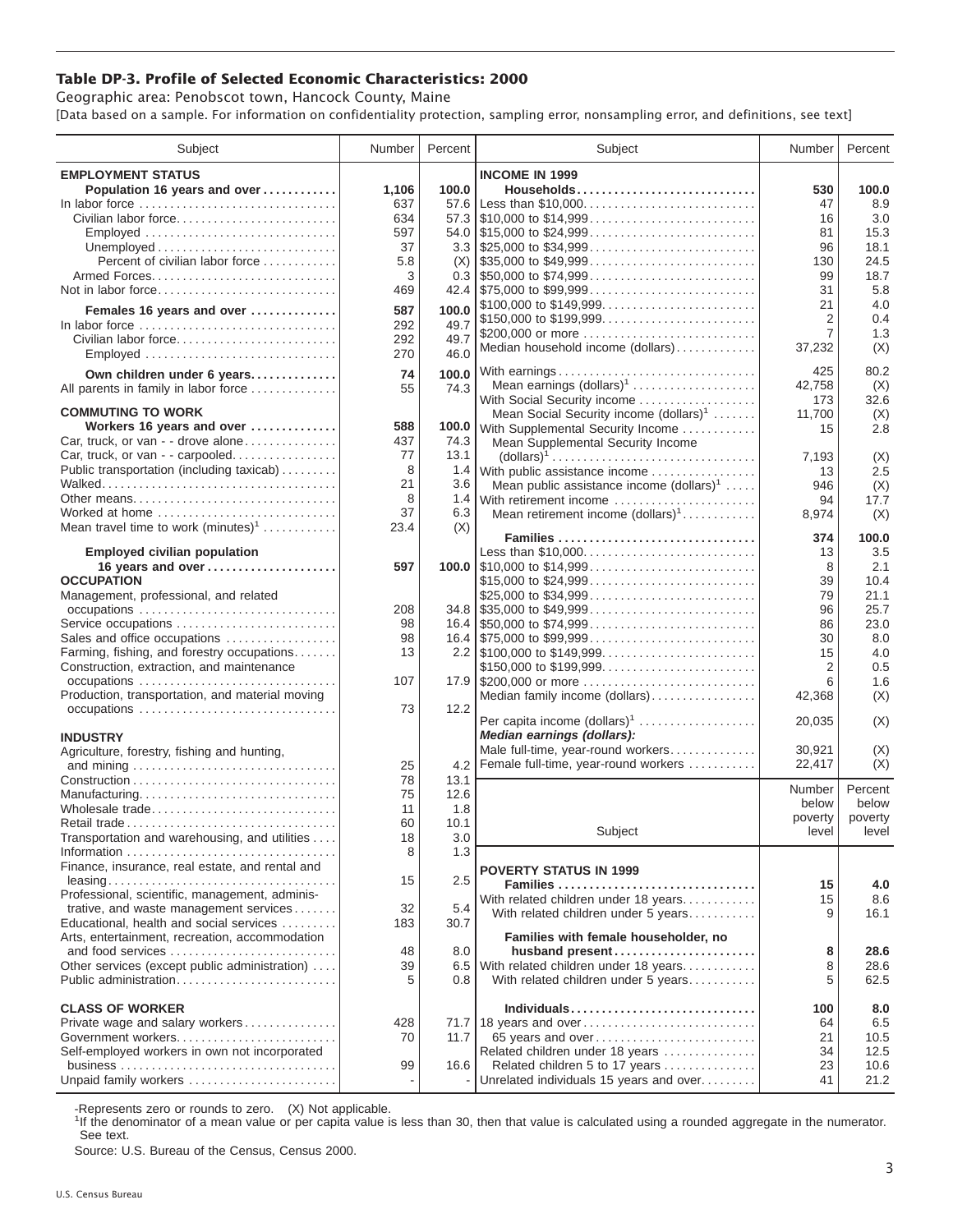# Table DP-3. Profile of Selected Economic Characteristics: 2000

Geographic area: Penobscot town, Hancock County, Maine

[Data based on a sample. For information on confidentiality protection, sampling error, nonsampling error, and definitions, see text]

| Subject | Number | Percent |
|---|---|---|
| **EMPLOYMENT STATUS** | | |
| **Population 16 years and over** | **1,106** | **100.0** |
| In labor force | 637 | 57.6 |
| Civilian labor force | 634 | 57.3 |
| Employed | 597 | 54.0 |
| Unemployed | 37 | 3.3 |
| Percent of civilian labor force | 5.8 | (X) |
| Armed Forces | 3 | 0.3 |
| Not in labor force | 469 | 42.4 |
| **Females 16 years and over** | **587** | **100.0** |
| In labor force | 292 | 49.7 |
| Civilian labor force | 292 | 49.7 |
| Employed | 270 | 46.0 |
| **Own children under 6 years** | **74** | **100.0** |
| All parents in family in labor force | 55 | 74.3 |
| **COMMUTING TO WORK** | | |
| **Workers 16 years and over** | **588** | **100.0** |
| Car, truck, or van - - drove alone | 437 | 74.3 |
| Car, truck, or van - - carpooled | 77 | 13.1 |
| Public transportation (including taxicab) | 8 | 1.4 |
| Walked | 21 | 3.6 |
| Other means | 8 | 1.4 |
| Worked at home | 37 | 6.3 |
| Mean travel time to work (minutes)[1] | 23.4 | (X) |
| **Employed civilian population 16 years and over** | **597** | **100.0** |
| **OCCUPATION** | | |
| Management, professional, and related occupations | 208 | 34.8 |
| Service occupations | 98 | 16.4 |
| Sales and office occupations | 98 | 16.4 |
| Farming, fishing, and forestry occupations | 13 | 2.2 |
| Construction, extraction, and maintenance occupations | 107 | 17.9 |
| Production, transportation, and material moving occupations | 73 | 12.2 |
| **INDUSTRY** | | |
| Agriculture, forestry, fishing and hunting, and mining | 25 | 4.2 |
| Construction | 78 | 13.1 |
| Manufacturing | 75 | 12.6 |
| Wholesale trade | 11 | 1.8 |
| Retail trade | 60 | 10.1 |
| Transportation and warehousing, and utilities | 18 | 3.0 |
| Information | 8 | 1.3 |
| Finance, insurance, real estate, and rental and leasing | 15 | 2.5 |
| Professional, scientific, management, administrative, and waste management services | 32 | 5.4 |
| Educational, health and social services | 183 | 30.7 |
| Arts, entertainment, recreation, accommodation and food services | 48 | 8.0 |
| Other services (except public administration) | 39 | 6.5 |
| Public administration | 5 | 0.8 |
| **CLASS OF WORKER** | | |
| Private wage and salary workers | 428 | 71.7 |
| Government workers | 70 | 11.7 |
| Self-employed workers in own not incorporated business | 99 | 16.6 |
| Unpaid family workers | - | - |

| Subject | Number | Percent |
|---|---|---|
| **INCOME IN 1999** | | |
| **Households** | **530** | **100.0** |
| Less than $10,000 | 47 | 8.9 |
| $10,000 to $14,999 | 16 | 3.0 |
| $15,000 to $24,999 | 81 | 15.3 |
| $25,000 to $34,999 | 96 | 18.1 |
| $35,000 to $49,999 | 130 | 24.5 |
| $50,000 to $74,999 | 99 | 18.7 |
| $75,000 to $99,999 | 31 | 5.8 |
| $100,000 to $149,999 | 21 | 4.0 |
| $150,000 to $199,999 | 2 | 0.4 |
| $200,000 or more | 7 | 1.3 |
| Median household income (dollars) | 37,232 | (X) |
| With earnings | 425 | 80.2 |
| Mean earnings (dollars)[1] | 42,758 | (X) |
| With Social Security income | 173 | 32.6 |
| Mean Social Security income (dollars)[1] | 11,700 | (X) |
| With Supplemental Security Income | 15 | 2.8 |
| Mean Supplemental Security Income (dollars)[1] | 7,193 | (X) |
| With public assistance income | 13 | 2.5 |
| Mean public assistance income (dollars)[1] | 946 | (X) |
| With retirement income | 94 | 17.7 |
| Mean retirement income (dollars)[1] | 8,974 | (X) |
| **Families** | **374** | **100.0** |
| Less than $10,000 | 13 | 3.5 |
| $10,000 to $14,999 | 8 | 2.1 |
| $15,000 to $24,999 | 39 | 10.4 |
| $25,000 to $34,999 | 79 | 21.1 |
| $35,000 to $49,999 | 96 | 25.7 |
| $50,000 to $74,999 | 86 | 23.0 |
| $75,000 to $99,999 | 30 | 8.0 |
| $100,000 to $149,999 | 15 | 4.0 |
| $150,000 to $199,999 | 2 | 0.5 |
| $200,000 or more | 6 | 1.6 |
| Median family income (dollars) | 42,368 | (X) |
| Per capita income (dollars)[1] | 20,035 | (X) |
| ***Median earnings (dollars):*** | | |
| Male full-time, year-round workers | 30,921 | (X) |
| Female full-time, year-round workers | 22,417 | (X) |

| Subject | Number below poverty level | Percent below poverty level |
|---|---|---|
| **POVERTY STATUS IN 1999** | | |
| **Families** | **15** | **4.0** |
| With related children under 18 years | 15 | 8.6 |
| With related children under 5 years | 9 | 16.1 |
| **Families with female householder, no husband present** | **8** | **28.6** |
| With related children under 18 years | 8 | 28.6 |
| With related children under 5 years | 5 | 62.5 |
| **Individuals** | **100** | **8.0** |
| 18 years and over | 64 | 6.5 |
| 65 years and over | 21 | 10.5 |
| Related children under 18 years | 34 | 12.5 |
| Related children 5 to 17 years | 23 | 10.6 |
| Unrelated individuals 15 years and over | 41 | 21.2 |

-Represents zero or rounds to zero. (X) Not applicable.

[1]If the denominator of a mean value or per capita value is less than 30, then that value is calculated using a rounded aggregate in the numerator. See text.

Source: U.S. Bureau of the Census, Census 2000.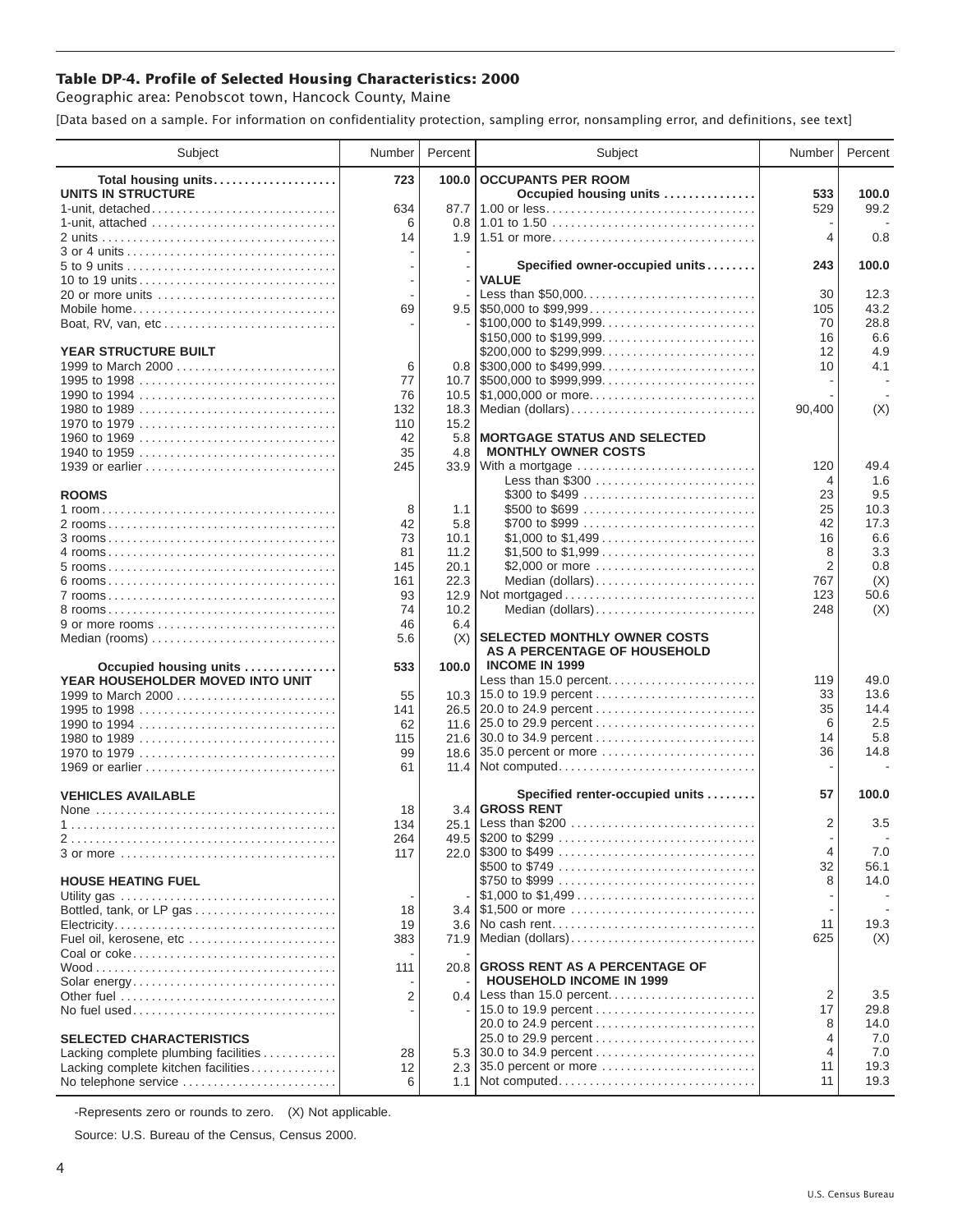## Table DP-4. Profile of Selected Housing Characteristics: 2000

Geographic area: Penobscot town, Hancock County, Maine

[Data based on a sample. For information on confidentiality protection, sampling error, nonsampling error, and definitions, see text]

| Subject | Number | Percent | Subject | Number | Percent |
|---|---|---|---|---|---|
| **Total housing units** | **723** | **100.0** | **OCCUPANTS PER ROOM** | | |
| **UNITS IN STRUCTURE** | | | **Occupied housing units** | **533** | **100.0** |
| 1-unit, detached | 634 | 87.7 | 1.00 or less | 529 | 99.2 |
| 1-unit, attached | 6 | 0.8 | 1.01 to 1.50 | - | - |
| 2 units | 14 | 1.9 | 1.51 or more | 4 | 0.8 |
| 3 or 4 units | - | - | | | |
| 5 to 9 units | - | - | **Specified owner-occupied units** | **243** | **100.0** |
| 10 to 19 units | - | - | **VALUE** | | |
| 20 or more units | - | - | Less than $50,000 | 30 | 12.3 |
| Mobile home | 69 | 9.5 | $50,000 to $99,999 | 105 | 43.2 |
| Boat, RV, van, etc | - | - | $100,000 to $149,999 | 70 | 28.8 |
| | | | $150,000 to $199,999 | 16 | 6.6 |
| **YEAR STRUCTURE BUILT** | | | $200,000 to $299,999 | 12 | 4.9 |
| 1999 to March 2000 | 6 | 0.8 | $300,000 to $499,999 | 10 | 4.1 |
| 1995 to 1998 | 77 | 10.7 | $500,000 to $999,999 | - | - |
| 1990 to 1994 | 76 | 10.5 | $1,000,000 or more | - | - |
| 1980 to 1989 | 132 | 18.3 | Median (dollars) | 90,400 | (X) |
| 1970 to 1979 | 110 | 15.2 | | | |
| 1960 to 1969 | 42 | 5.8 | **MORTGAGE STATUS AND SELECTED MONTHLY OWNER COSTS** | | |
| 1940 to 1959 | 35 | 4.8 | | | |
| 1939 or earlier | 245 | 33.9 | With a mortgage | 120 | 49.4 |
| | | | Less than $300 | 4 | 1.6 |
| **ROOMS** | | | $300 to $499 | 23 | 9.5 |
| 1 room | 8 | 1.1 | $500 to $699 | 25 | 10.3 |
| 2 rooms | 42 | 5.8 | $700 to $999 | 42 | 17.3 |
| 3 rooms | 73 | 10.1 | $1,000 to $1,499 | 16 | 6.6 |
| 4 rooms | 81 | 11.2 | $1,500 to $1,999 | 8 | 3.3 |
| 5 rooms | 145 | 20.1 | $2,000 or more | 2 | 0.8 |
| 6 rooms | 161 | 22.3 | Median (dollars) | 767 | (X) |
| 7 rooms | 93 | 12.9 | Not mortgaged | 123 | 50.6 |
| 8 rooms | 74 | 10.2 | Median (dollars) | 248 | (X) |
| 9 or more rooms | 46 | 6.4 | | | |
| Median (rooms) | 5.6 | (X) | **SELECTED MONTHLY OWNER COSTS AS A PERCENTAGE OF HOUSEHOLD INCOME IN 1999** | | |
| **Occupied housing units** | **533** | **100.0** | | | |
| **YEAR HOUSEHOLDER MOVED INTO UNIT** | | | Less than 15.0 percent | 119 | 49.0 |
| 1999 to March 2000 | 55 | 10.3 | 15.0 to 19.9 percent | 33 | 13.6 |
| 1995 to 1998 | 141 | 26.5 | 20.0 to 24.9 percent | 35 | 14.4 |
| 1990 to 1994 | 62 | 11.6 | 25.0 to 29.9 percent | 6 | 2.5 |
| 1980 to 1989 | 115 | 21.6 | 30.0 to 34.9 percent | 14 | 5.8 |
| 1970 to 1979 | 99 | 18.6 | 35.0 percent or more | 36 | 14.8 |
| 1969 or earlier | 61 | 11.4 | Not computed | - | - |
| | | | | | |
| **VEHICLES AVAILABLE** | | | **Specified renter-occupied units** | **57** | **100.0** |
| None | 18 | 3.4 | **GROSS RENT** | | |
| 1 | 134 | 25.1 | Less than $200 | 2 | 3.5 |
| 2 | 264 | 49.5 | $200 to $299 | - | - |
| 3 or more | 117 | 22.0 | $300 to $499 | 4 | 7.0 |
| | | | $500 to $749 | 32 | 56.1 |
| **HOUSE HEATING FUEL** | | | $750 to $999 | 8 | 14.0 |
| Utility gas | - | - | $1,000 to $1,499 | - | - |
| Bottled, tank, or LP gas | 18 | 3.4 | $1,500 or more | - | - |
| Electricity | 19 | 3.6 | No cash rent | 11 | 19.3 |
| Fuel oil, kerosene, etc | 383 | 71.9 | Median (dollars) | 625 | (X) |
| Coal or coke | - | - | | | |
| Wood | 111 | 20.8 | **GROSS RENT AS A PERCENTAGE OF HOUSEHOLD INCOME IN 1999** | | |
| Solar energy | - | - | | | |
| Other fuel | 2 | 0.4 | Less than 15.0 percent | 2 | 3.5 |
| No fuel used | - | - | 15.0 to 19.9 percent | 17 | 29.8 |
| | | | 20.0 to 24.9 percent | 8 | 14.0 |
| **SELECTED CHARACTERISTICS** | | | 25.0 to 29.9 percent | 4 | 7.0 |
| Lacking complete plumbing facilities | 28 | 5.3 | 30.0 to 34.9 percent | 4 | 7.0 |
| Lacking complete kitchen facilities | 12 | 2.3 | 35.0 percent or more | 11 | 19.3 |
| No telephone service | 6 | 1.1 | Not computed | 11 | 19.3 |

-Represents zero or rounds to zero. (X) Not applicable.

Source: U.S. Bureau of the Census, Census 2000.